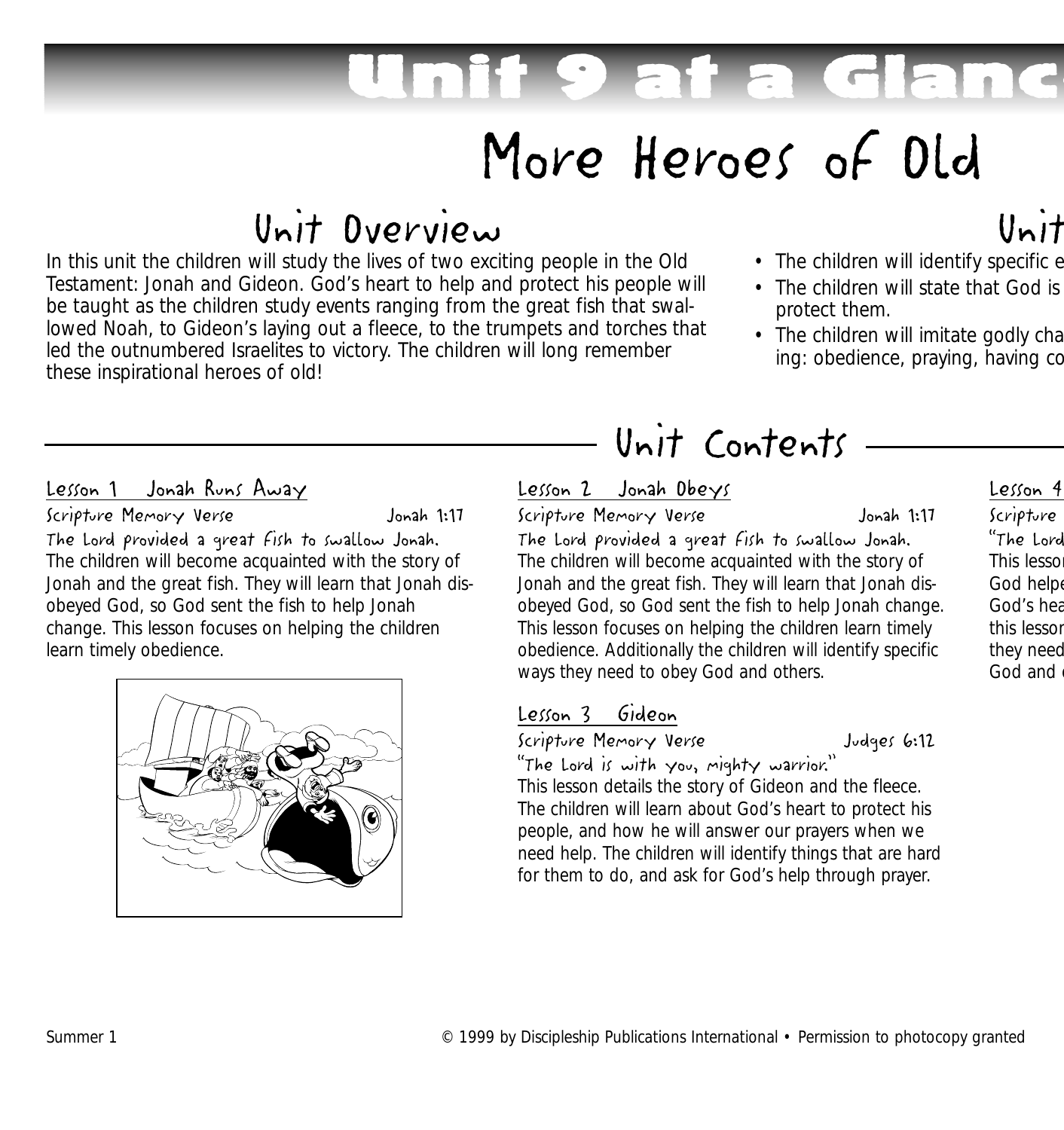# Unit 9 at a Glanc

## More Heroes of Old

### Unit Overview

In this unit the children will study the lives of two exciting people in the Old Testament: Jonah and Gideon. God's heart to help and protect his people will be taught as the children study events ranging from the great fish that swallowed Noah, to Gideon's laying out a fleece, to the trumpets and torches that led the outnumbered Israelites to victory. The children will long remember these inspirational heroes of old!

### Unit

- The children will identify specific e
- The children will state that God is protect them.
- The children will imitate godly cha ing: obedience, praying, having co

### Unit Contents

#### Lesson 1 Jonah Runs Away

Scripture Memory Verse — Jonah 1:17

*The Lord provided a great fish to swallow Jonah.*

The children will become acquainted with the story of Jonah and the great fish. They will learn that Jonah disobeyed God, so God sent the fish to help Jonah change. This lesson focuses on helping the children learn timely obedience.

#### Lesson 2 Jonah Obeys

Scripture Memory Verse — Jonah 1:17

*The Lord provided a great fish to swallow Jonah.*

The children will become acquainted with the story of Jonah and the great fish. They will learn that Jonah disobeyed God, so God sent the fish to help Jonah change. This lesson focuses on helping the children learn timely obedience. Additionally the children will identify specific ways they need to obey God and others.

#### Lesson 3 Gideon

Scripture Memory Verse — Judges 6:12

*"The Lord is with you, mighty warrior."*

This lesson details the story of Gideon and the fleece. The children will learn about God's heart to protect his people, and how he will answer our prayers when we need help. The children will identify things that are hard for them to do, and ask for God's help through prayer.

#### Lesson 4

Scripture

"The Lord

This lesson God helpe God's hea this lesson they need God and

© 1999 by Discipleship Publications International • Permission to photocopy granted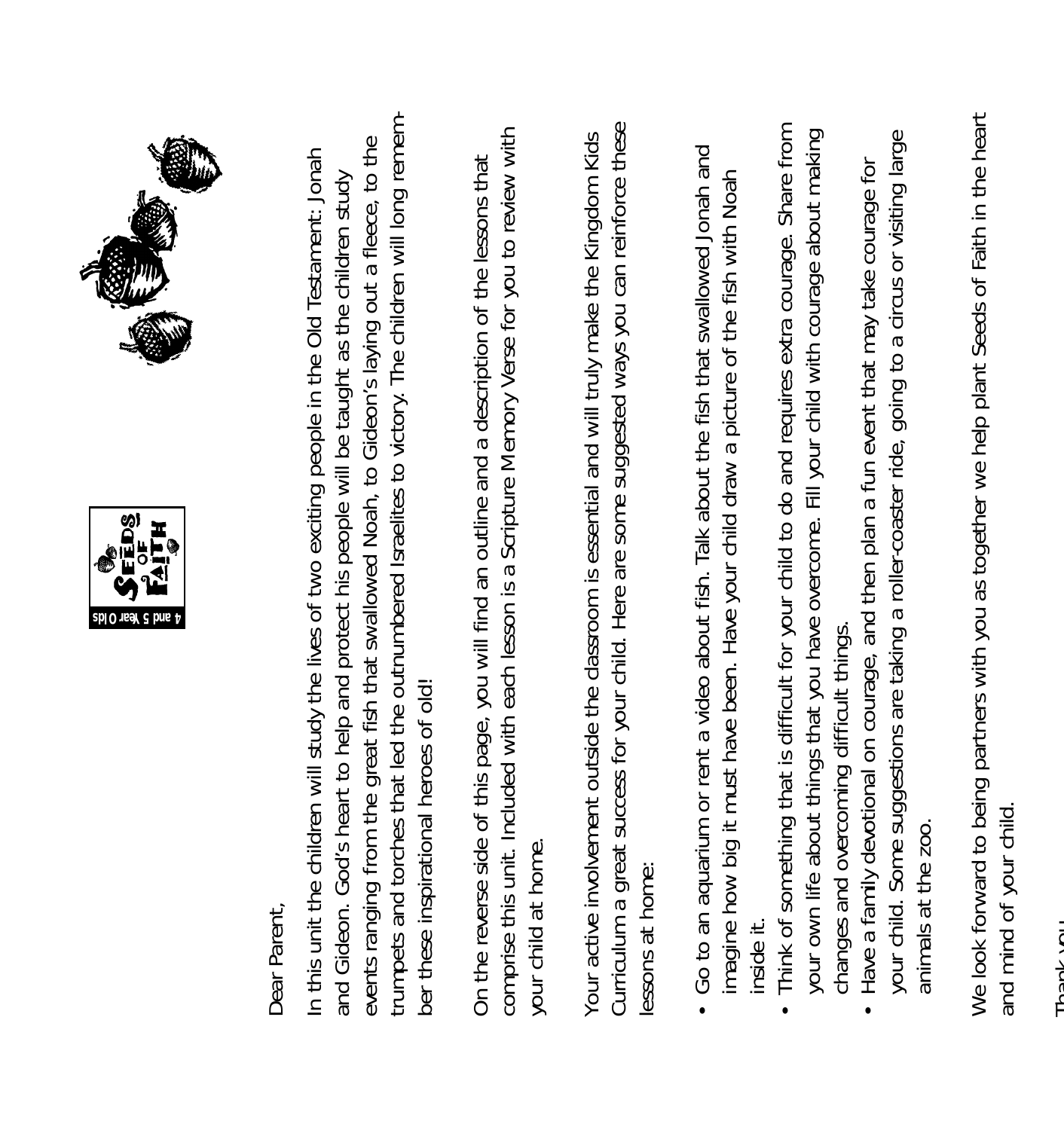Dear Parent,

In this unit the children will study the lives of two exciting people in the Old Testament: Jonah and Gideon. God's heart to help and protect his people will be taught as the children study events ranging from the great fish that swallowed Noah, to Gideon's laying out a fleece, to the trumpets and torches that led the outnumbered Israelites to victory. The children will long remember these inspirational heroes of old!

On the reverse side of this page, you will find an outline and a description of the lessons that comprise this unit. Included with each lesson is a Scripture Memory Verse for you to review with your child at home.

Your active involvement outside the classroom is essential and will truly make the Kingdom Kids Curriculum a great success for your child. Here are some suggested ways you can reinforce these lessons at home:

- Go to an aquarium or rent a video about fish. Talk about the fish that swallowed Jonah and imagine how big it must have been. Have your child draw a picture of the fish with Noah inside it.
- Think of something that is difficult for your child to do and requires extra courage. Share from your own life about things that you have overcome. Fill your child with courage about making changes and overcoming difficult things.
- Have a family devotional on courage, and then plan a fun event that may take courage for your child. Some suggestions are taking a roller-coaster ride, going to a circus or visiting large animals at the zoo.

We look forward to being partners with you as together we help plant Seeds of Faith in the heart and mind of your child.

Thank you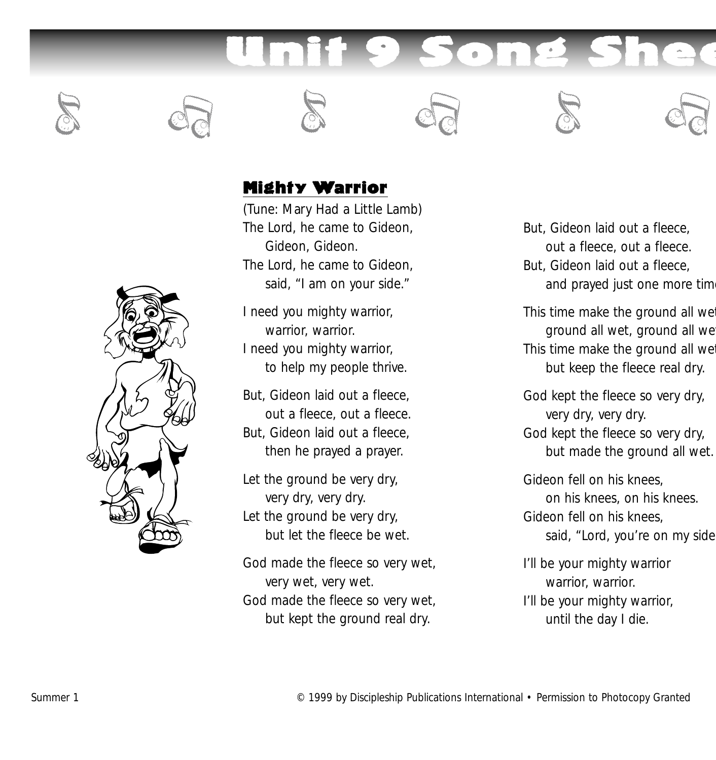# Unit 9 Song Shee

## Mighty Warrior

(Tune: Mary Had a Little Lamb)

The Lord, he came to Gideon,
  Gideon, Gideon.
The Lord, he came to Gideon,
  said, "I am on your side."

I need you mighty warrior,
  warrior, warrior.
I need you mighty warrior,
  to help my people thrive.

But, Gideon laid out a fleece,
  out a fleece, out a fleece.
But, Gideon laid out a fleece,
  then he prayed a prayer.

Let the ground be very dry,
  very dry, very dry.
Let the ground be very dry,
  but let the fleece be wet.

God made the fleece so very wet,
  very wet, very wet.
God made the fleece so very wet,
  but kept the ground real dry.

But, Gideon laid out a fleece,
  out a fleece, out a fleece.
But, Gideon laid out a fleece,
  and prayed just one more tim

This time make the ground all we
  ground all wet, ground all we
This time make the ground all we
  but keep the fleece real dry.

God kept the fleece so very dry,
  very dry, very dry.
God kept the fleece so very dry,
  but made the ground all wet.

Gideon fell on his knees,
  on his knees, on his knees.
Gideon fell on his knees,
  said, "Lord, you're on my side

I'll be your mighty warrior
  warrior, warrior.
I'll be your mighty warrior,
  until the day I die.

Summer 1

© 1999 by Discipleship Publications International • Permission to Photocopy Granted